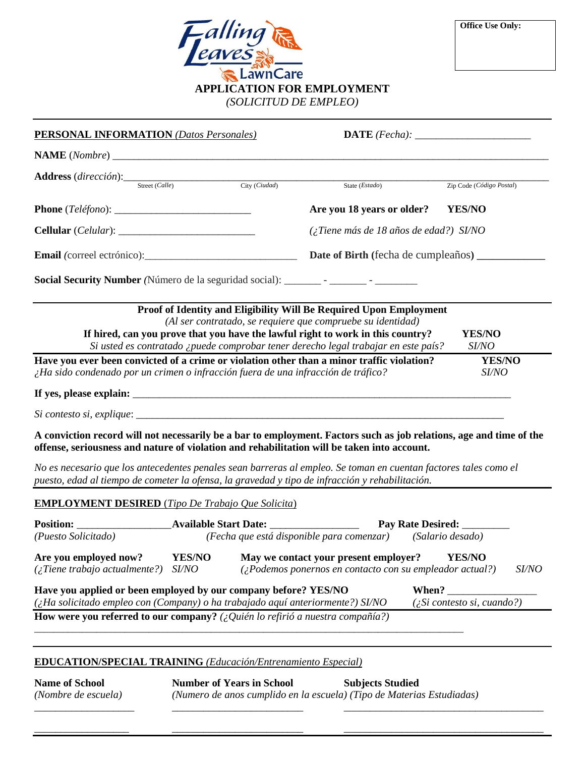Falling Leaves LawnCare

**Office Use Only:**

# APPLICATION FOR EMPLOYMENT
*(SOLICITUD DE EMPLEO)*

**PERSONAL INFORMATION** *(Datos Personales)* **DATE** *(Fecha):* ______________________

**NAME** (*Nombre*) ____________________________________________________________

**Address** (*dirección*): ____________________________________________________________
Street (*Calle*) City (*Ciudad*) State (*Estado*) Zip Code (*Código Postal*)

**Phone** (*Teléfono*): ___________________________ **Are you 18 years or older? YES/NO**

**Cellular** (*Celular*): ___________________________ *(¿Tiene más de 18 años de edad?) SI/NO*

**Email** *(correel ectrónico)*:_____________________________ **Date of Birth** (fecha de cumpleaños) _____________

**Social Security Number** *(Número de la seguridad social)*: _______ - _______ - ________

**Proof of Identity and Eligibility Will Be Required Upon Employment**
*(Al ser contratado, se requiere que compruebe su identidad)*

**If hired, can you prove that you have the lawful right to work in this country? YES/NO**
*Si usted es contratado ¿puede comprobar tener derecho legal trabajar en este país? SI/NO*

**Have you ever been convicted of a crime or violation other than a minor traffic violation? YES/NO**
*¿Ha sido condenado por un crimen o infracción fuera de una infracción de tráfico? SI/NO*

**If yes, please explain:** ____________________________________________________________

*Si contesto si, explique*: ____________________________________________________________

**A conviction record will not necessarily be a bar to employment. Factors such as job relations, age and time of the offense, seriousness and nature of violation and rehabilitation will be taken into account.**

*No es necesario que los antecedentes penales sean barreras al empleo. Se toman en cuenten factores tales como el puesto, edad al tiempo de cometer la ofensa, la gravedad y tipo de infracción y rehabilitación.*

**EMPLOYMENT DESIRED** (*Tipo De Trabajo Que Solicita*)

**Position:** _________________ **Available Start Date:** ________________ **Pay Rate Desired:** _________
*(Puesto Solicitado)* *(Fecha que está disponible para comenzar)* *(Salario desado)*

**Are you employed now? YES/NO** **May we contact your present employer? YES/NO**
*(¿Tiene trabajo actualmente?) SI/NO* *(¿Podemos ponernos en contacto con su empleador actual?) SI/NO*

**Have you applied or been employed by our company before? YES/NO** **When?** ________________
*(¿Ha solicitado empleo con (Company) o ha trabajado aquí anteriormente?) SI/NO* *(¿Si contesto si, cuando?)*

**How were you referred to our company?** *(¿Quién lo refirió a nuestra compañía?)*
____________________________________________________________

**EDUCATION/SPECIAL TRAINING** *(Educación/Entrenamiento Especial)*

| **Name of School** *(Nombre de escuela)* | **Number of Years in School** *(Numero de anos cumplido en la escuela)* | **Subjects Studied** *(Tipo de Materias Estudiadas)* |
|---|---|---|
| ___________________ | ________________________ | ____________________________________ |
| ___________________ | ________________________ | ____________________________________ |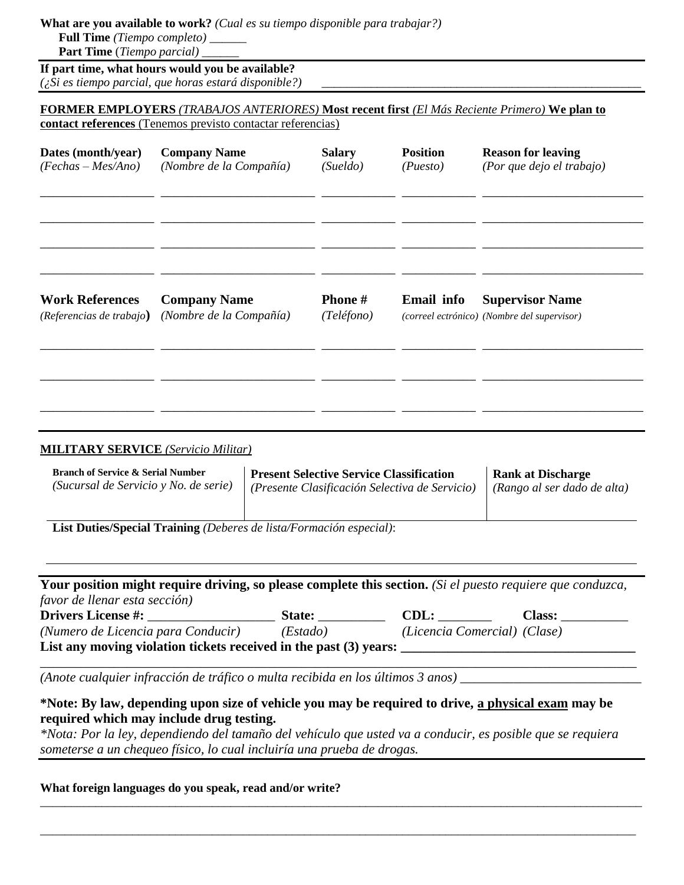**What are you available to work?** *(Cual es su tiempo disponible para trabajar?)*

**Full Time** *(Tiempo completo)* ______

**Part Time** (*Tiempo parcial)* ______

**If part time, what hours would you be available?**
*(¿Si es tiempo parcial, que horas estará disponible?)* ________________________________________________

**FORMER EMPLOYERS** *(TRABAJOS ANTERIORES)* **Most recent first** *(El Más Reciente Primero)* **We plan to contact references** (Tenemos previsto contactar referencias)

| **Dates (month/year)** *(Fechas – Mes/Ano)* | **Company Name** *(Nombre de la Compañía)* | **Salary** *(Sueldo)* | **Position** *(Puesto)* | **Reason for leaving** *(Por que dejo el trabajo)* |
|---|---|---|---|---|
| | | | | |
| | | | | |
| | | | | |
| | | | | |

| **Work References** *(Referencias de trabajo)* | **Company Name** *(Nombre de la Compañía)* | **Phone #** *(Teléfono)* | **Email info** *(correel ectrónico)* | **Supervisor Name** *(Nombre del supervisor)* |
|---|---|---|---|---|
| | | | | |
| | | | | |
| | | | | |

**MILITARY SERVICE** *(Servicio Militar)*

| **Branch of Service & Serial Number** *(Sucursal de Servicio y No. de serie)* | **Present Selective Service Classification** *(Presente Clasificación Selectiva de Servicio)* | **Rank at Discharge** *(Rango al ser dado de alta)* |
|---|---|---|
| | | |

**List Duties/Special Training** *(Deberes de lista/Formación especial)*:

______________________________________________________________________________

**Your position might require driving, so please complete this section.** *(Si el puesto requiere que conduzca, favor de llenar esta sección)*

**Drivers License #:** ___________________ **State:** __________ **CDL:** ________ **Class:** __________
*(Numero de Licencia para Conducir)* *(Estado)* *(Licencia Comercial)* *(Clase)*

**List any moving violation tickets received in the past (3) years:** ______________________________

______________________________________________________________________________

*(Anote cualquier infracción de tráfico o multa recibida en los últimos 3 anos)* __________________________

**\*Note: By law, depending upon size of vehicle you may be required to drive, a physical exam may be required which may include drug testing.**
*\*Nota: Por la ley, dependiendo del tamaño del vehículo que usted va a conducir, es posible que se requiera someterse a un chequeo físico, lo cual incluiría una prueba de drogas.*

**What foreign languages do you speak, read and/or write?**

______________________________________________________________________________

______________________________________________________________________________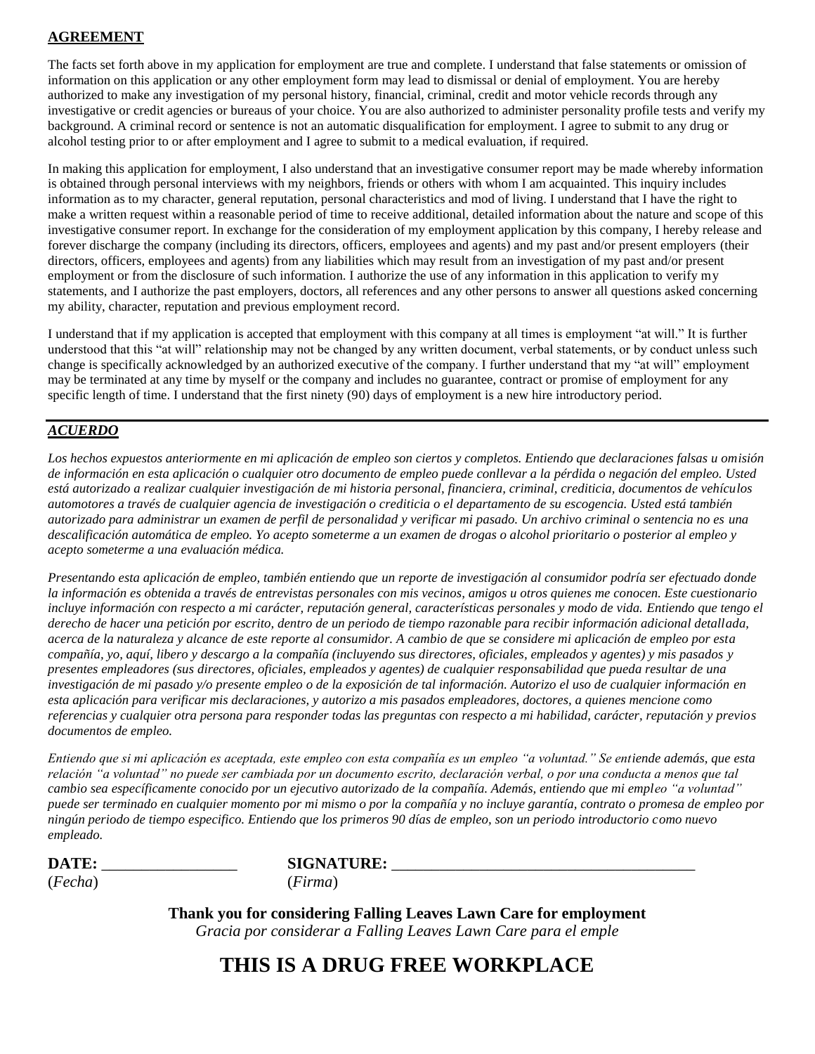## AGREEMENT

The facts set forth above in my application for employment are true and complete. I understand that false statements or omission of information on this application or any other employment form may lead to dismissal or denial of employment. You are hereby authorized to make any investigation of my personal history, financial, criminal, credit and motor vehicle records through any investigative or credit agencies or bureaus of your choice. You are also authorized to administer personality profile tests and verify my background. A criminal record or sentence is not an automatic disqualification for employment. I agree to submit to any drug or alcohol testing prior to or after employment and I agree to submit to a medical evaluation, if required.

In making this application for employment, I also understand that an investigative consumer report may be made whereby information is obtained through personal interviews with my neighbors, friends or others with whom I am acquainted. This inquiry includes information as to my character, general reputation, personal characteristics and mod of living. I understand that I have the right to make a written request within a reasonable period of time to receive additional, detailed information about the nature and scope of this investigative consumer report. In exchange for the consideration of my employment application by this company, I hereby release and forever discharge the company (including its directors, officers, employees and agents) and my past and/or present employers (their directors, officers, employees and agents) from any liabilities which may result from an investigation of my past and/or present employment or from the disclosure of such information. I authorize the use of any information in this application to verify my statements, and I authorize the past employers, doctors, all references and any other persons to answer all questions asked concerning my ability, character, reputation and previous employment record.

I understand that if my application is accepted that employment with this company at all times is employment "at will." It is further understood that this "at will" relationship may not be changed by any written document, verbal statements, or by conduct unless such change is specifically acknowledged by an authorized executive of the company. I further understand that my "at will" employment may be terminated at any time by myself or the company and includes no guarantee, contract or promise of employment for any specific length of time. I understand that the first ninety (90) days of employment is a new hire introductory period.

## *ACUERDO*

*Los hechos expuestos anteriormente en mi aplicación de empleo son ciertos y completos. Entiendo que declaraciones falsas u omisión de información en esta aplicación o cualquier otro documento de empleo puede conllevar a la pérdida o negación del empleo. Usted está autorizado a realizar cualquier investigación de mi historia personal, financiera, criminal, crediticia, documentos de vehículos automotores a través de cualquier agencia de investigación o crediticia o el departamento de su escogencia. Usted está también autorizado para administrar un examen de perfil de personalidad y verificar mi pasado. Un archivo criminal o sentencia no es una descalificación automática de empleo. Yo acepto someterme a un examen de drogas o alcohol prioritario o posterior al empleo y acepto someterme a una evaluación médica.*

*Presentando esta aplicación de empleo, también entiendo que un reporte de investigación al consumidor podría ser efectuado donde la información es obtenida a través de entrevistas personales con mis vecinos, amigos u otros quienes me conocen. Este cuestionario incluye información con respecto a mi carácter, reputación general, características personales y modo de vida. Entiendo que tengo el derecho de hacer una petición por escrito, dentro de un periodo de tiempo razonable para recibir información adicional detallada, acerca de la naturaleza y alcance de este reporte al consumidor. A cambio de que se considere mi aplicación de empleo por esta compañía, yo, aquí, libero y descargo a la compañía (incluyendo sus directores, oficiales, empleados y agentes) y mis pasados y presentes empleadores (sus directores, oficiales, empleados y agentes) de cualquier responsabilidad que pueda resultar de una investigación de mi pasado y/o presente empleo o de la exposición de tal información. Autorizo el uso de cualquier información en esta aplicación para verificar mis declaraciones, y autorizo a mis pasados empleadores, doctores, a quienes mencione como referencias y cualquier otra persona para responder todas las preguntas con respecto a mi habilidad, carácter, reputación y previos documentos de empleo.*

*Entiendo que si mi aplicación es aceptada, este empleo con esta compañía es un empleo "a voluntad." Se entiende además, que esta relación "a voluntad" no puede ser cambiada por un documento escrito, declaración verbal, o por una conducta a menos que tal cambio sea específicamente conocido por un ejecutivo autorizado de la compañía. Además, entiendo que mi empleo "a voluntad" puede ser terminado en cualquier momento por mi mismo o por la compañía y no incluye garantía, contrato o promesa de empleo por ningún periodo de tiempo especifico. Entiendo que los primeros 90 días de empleo, son un periodo introductorio como nuevo empleado.*

**DATE:** _________________ **SIGNATURE:** _______________________________________
(*Fecha*) (*Firma*)

**Thank you for considering Falling Leaves Lawn Care for employment**
*Gracia por considerar a Falling Leaves Lawn Care para el emple*

# THIS IS A DRUG FREE WORKPLACE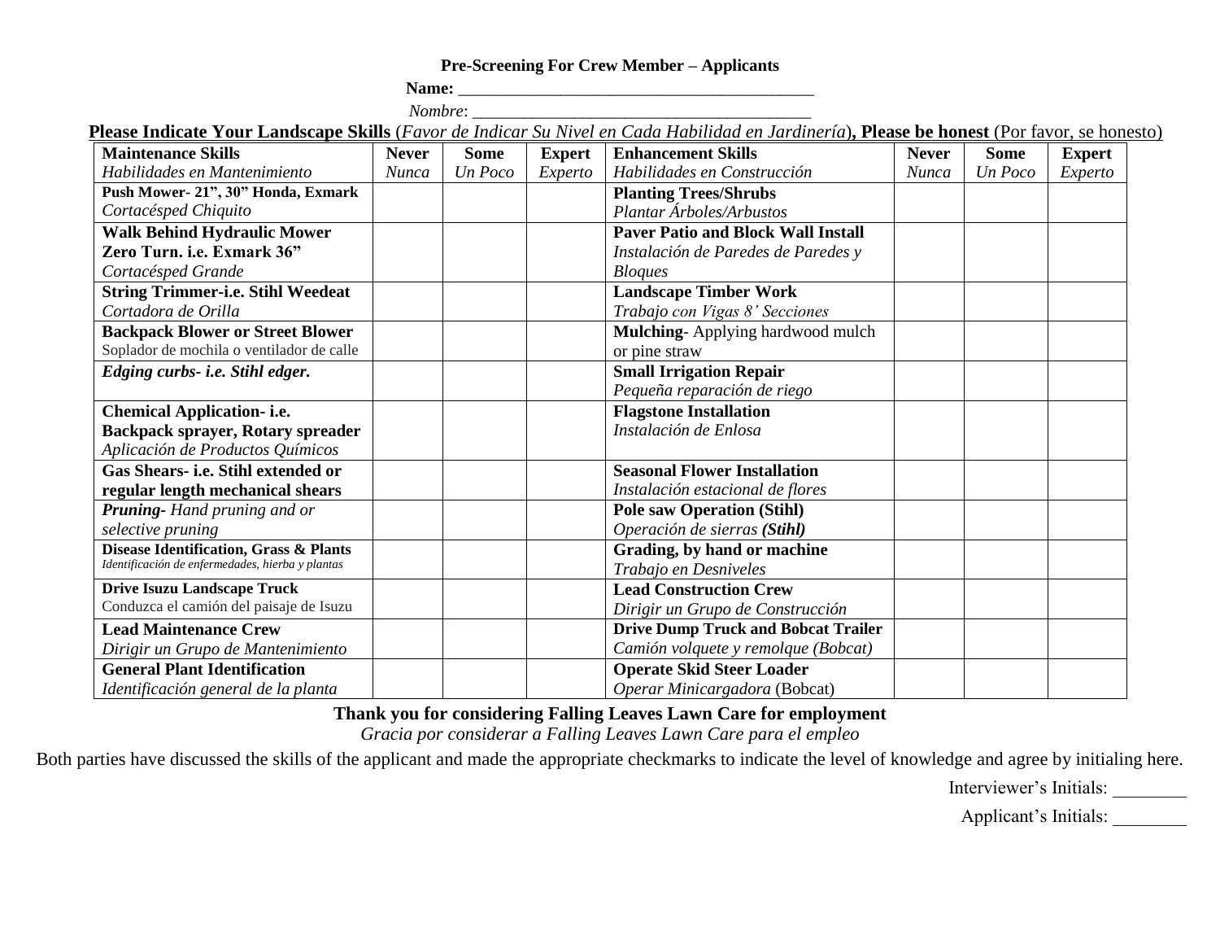**Pre-Screening For Crew Member – Applicants**

**Name:** ___________________________________________

*Nombre*: ___________________________________________

**Please Indicate Your Landscape Skills** (*Favor de Indicar Su Nivel en Cada Habilidad en Jardinería*)**, Please be honest** (Por favor, se honesto)

| **Maintenance Skills**<br>*Habilidades en Mantenimiento* | **Never**<br>*Nunca* | **Some**<br>*Un Poco* | **Expert**<br>*Experto* | **Enhancement Skills**<br>*Habilidades en Construcción* | **Never**<br>*Nunca* | **Some**<br>*Un Poco* | **Expert**<br>*Experto* |
|---|---|---|---|---|---|---|---|
| **Push Mower- 21", 30" Honda, Exmark**<br>*Cortacésped Chiquito* | | | | **Planting Trees/Shrubs**<br>*Plantar Árboles/Arbustos* | | | |
| **Walk Behind Hydraulic Mower Zero Turn. i.e. Exmark 36"**<br>*Cortacésped Grande* | | | | **Paver Patio and Block Wall Install**<br>*Instalación de Paredes de Paredes y Bloques* | | | |
| **String Trimmer-i.e. Stihl Weedeat**<br>*Cortadora de Orilla* | | | | **Landscape Timber Work**<br>*Trabajo con Vigas 8' Secciones* | | | |
| **Backpack Blower or Street Blower**<br>Soplador de mochila o ventilador de calle | | | | **Mulching**- Applying hardwood mulch or pine straw | | | |
| ***Edging curbs- i.e. Stihl edger.*** | | | | **Small Irrigation Repair**<br>*Pequeña reparación de riego* | | | |
| **Chemical Application- i.e. Backpack sprayer, Rotary spreader**<br>*Aplicación de Productos Químicos* | | | | **Flagstone Installation**<br>*Instalación de Enlosa* | | | |
| **Gas Shears- i.e. Stihl extended or regular length mechanical shears** | | | | **Seasonal Flower Installation**<br>*Instalación estacional de flores* | | | |
| ***Pruning-*** *Hand pruning and or selective pruning* | | | | **Pole saw Operation (Stihl)**<br>*Operación de sierras **(Stihl)*** | | | |
| **Disease Identification, Grass & Plants**<br>*Identificación de enfermedades, hierba y plantas* | | | | **Grading, by hand or machine**<br>*Trabajo en Desniveles* | | | |
| **Drive Isuzu Landscape Truck**<br>Conduzca el camión del paisaje de Isuzu | | | | **Lead Construction Crew**<br>*Dirigir un Grupo de Construcción* | | | |
| **Lead Maintenance Crew**<br>*Dirigir un Grupo de Mantenimiento* | | | | **Drive Dump Truck and Bobcat Trailer**<br>*Camión volquete y remolque (Bobcat)* | | | |
| **General Plant Identification**<br>*Identificación general de la planta* | | | | **Operate Skid Steer Loader**<br>*Operar Minicargadora* (Bobcat) | | | |

**Thank you for considering Falling Leaves Lawn Care for employment**

*Gracia por considerar a Falling Leaves Lawn Care para el empleo*

Both parties have discussed the skills of the applicant and made the appropriate checkmarks to indicate the level of knowledge and agree by initialing here.

Interviewer's Initials: ________

Applicant's Initials: ________